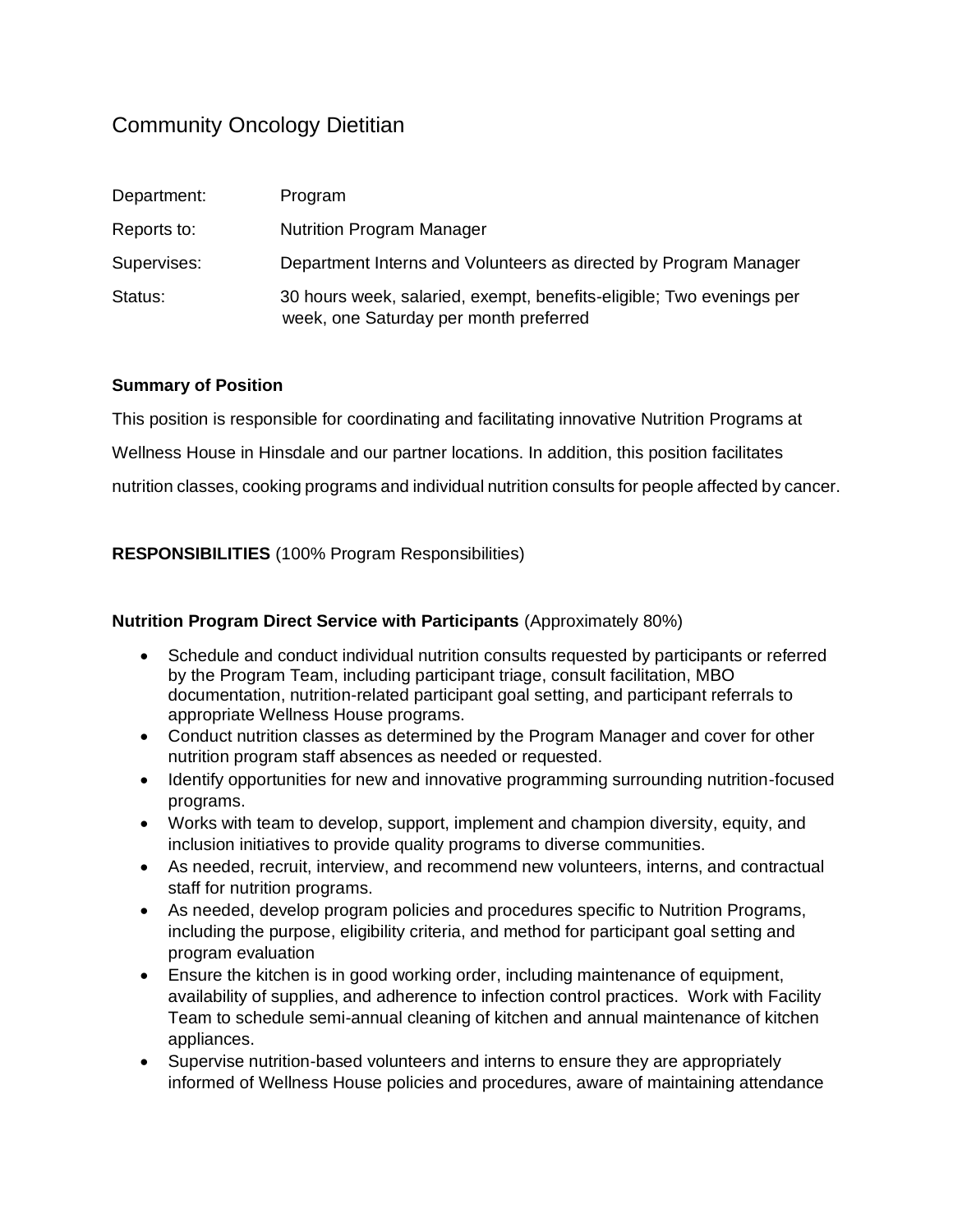# Community Oncology Dietitian

| | |
|---|---|
| Department: | Program |
| Reports to: | Nutrition Program Manager |
| Supervises: | Department Interns and Volunteers as directed by Program Manager |
| Status: | 30 hours week, salaried, exempt, benefits-eligible; Two evenings per week, one Saturday per month preferred |

**Summary of Position**

This position is responsible for coordinating and facilitating innovative Nutrition Programs at Wellness House in Hinsdale and our partner locations. In addition, this position facilitates nutrition classes, cooking programs and individual nutrition consults for people affected by cancer.

**RESPONSIBILITIES** (100% Program Responsibilities)

**Nutrition Program Direct Service with Participants** (Approximately 80%)

- Schedule and conduct individual nutrition consults requested by participants or referred by the Program Team, including participant triage, consult facilitation, MBO documentation, nutrition-related participant goal setting, and participant referrals to appropriate Wellness House programs.
- Conduct nutrition classes as determined by the Program Manager and cover for other nutrition program staff absences as needed or requested.
- Identify opportunities for new and innovative programming surrounding nutrition-focused programs.
- Works with team to develop, support, implement and champion diversity, equity, and inclusion initiatives to provide quality programs to diverse communities.
- As needed, recruit, interview, and recommend new volunteers, interns, and contractual staff for nutrition programs.
- As needed, develop program policies and procedures specific to Nutrition Programs, including the purpose, eligibility criteria, and method for participant goal setting and program evaluation
- Ensure the kitchen is in good working order, including maintenance of equipment, availability of supplies, and adherence to infection control practices. Work with Facility Team to schedule semi-annual cleaning of kitchen and annual maintenance of kitchen appliances.
- Supervise nutrition-based volunteers and interns to ensure they are appropriately informed of Wellness House policies and procedures, aware of maintaining attendance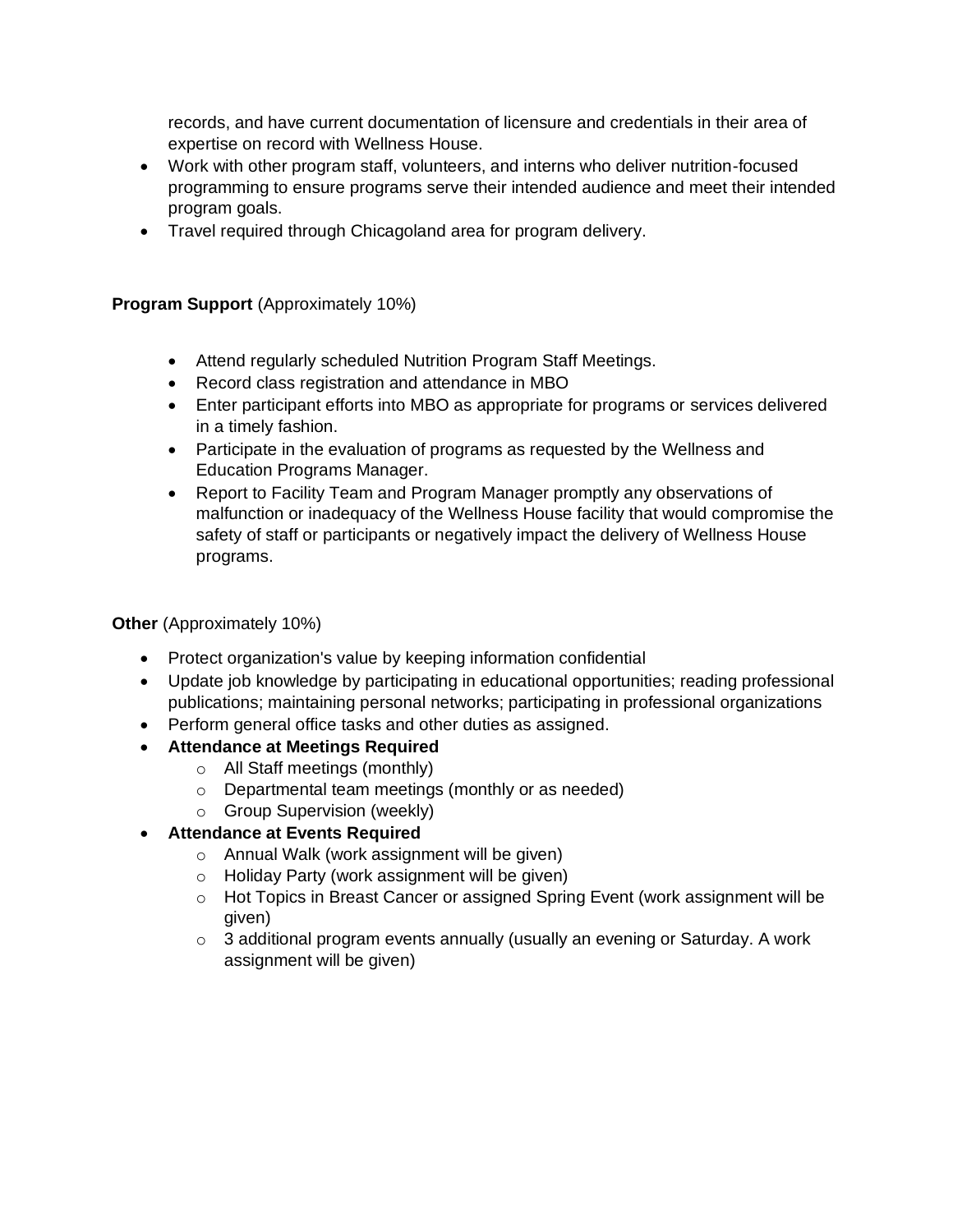records, and have current documentation of licensure and credentials in their area of expertise on record with Wellness House.
- Work with other program staff, volunteers, and interns who deliver nutrition-focused programming to ensure programs serve their intended audience and meet their intended program goals.
- Travel required through Chicagoland area for program delivery.

**Program Support** (Approximately 10%)

- Attend regularly scheduled Nutrition Program Staff Meetings.
- Record class registration and attendance in MBO
- Enter participant efforts into MBO as appropriate for programs or services delivered in a timely fashion.
- Participate in the evaluation of programs as requested by the Wellness and Education Programs Manager.
- Report to Facility Team and Program Manager promptly any observations of malfunction or inadequacy of the Wellness House facility that would compromise the safety of staff or participants or negatively impact the delivery of Wellness House programs.

**Other** (Approximately 10%)

- Protect organization's value by keeping information confidential
- Update job knowledge by participating in educational opportunities; reading professional publications; maintaining personal networks; participating in professional organizations
- Perform general office tasks and other duties as assigned.
- **Attendance at Meetings Required**
    - All Staff meetings (monthly)
    - Departmental team meetings (monthly or as needed)
    - Group Supervision (weekly)
- **Attendance at Events Required**
    - Annual Walk (work assignment will be given)
    - Holiday Party (work assignment will be given)
    - Hot Topics in Breast Cancer or assigned Spring Event (work assignment will be given)
    - 3 additional program events annually (usually an evening or Saturday. A work assignment will be given)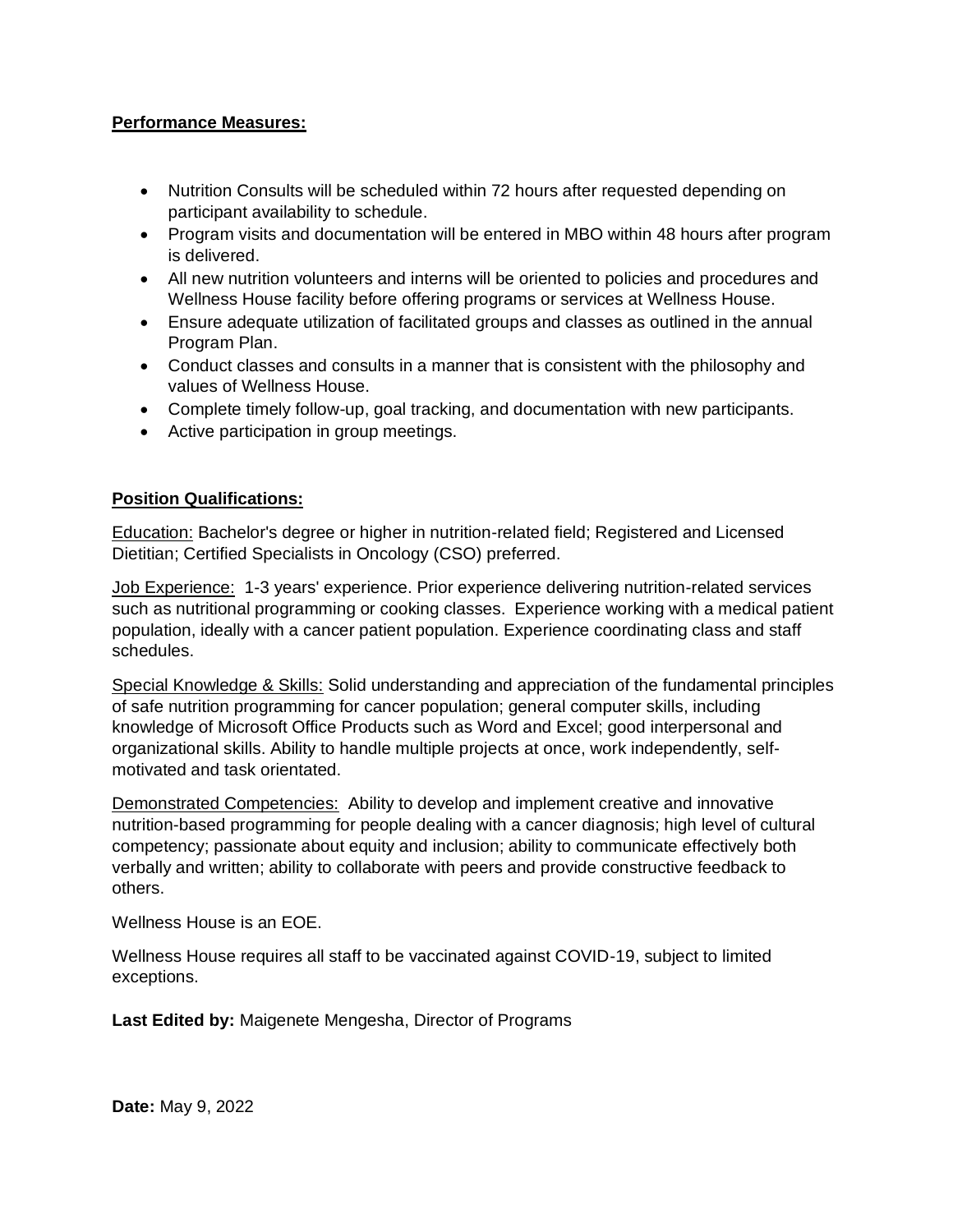**Performance Measures:**

- Nutrition Consults will be scheduled within 72 hours after requested depending on participant availability to schedule.
- Program visits and documentation will be entered in MBO within 48 hours after program is delivered.
- All new nutrition volunteers and interns will be oriented to policies and procedures and Wellness House facility before offering programs or services at Wellness House.
- Ensure adequate utilization of facilitated groups and classes as outlined in the annual Program Plan.
- Conduct classes and consults in a manner that is consistent with the philosophy and values of Wellness House.
- Complete timely follow-up, goal tracking, and documentation with new participants.
- Active participation in group meetings.

**Position Qualifications:**

Education: Bachelor's degree or higher in nutrition-related field; Registered and Licensed Dietitian; Certified Specialists in Oncology (CSO) preferred.

Job Experience: 1-3 years' experience. Prior experience delivering nutrition-related services such as nutritional programming or cooking classes. Experience working with a medical patient population, ideally with a cancer patient population. Experience coordinating class and staff schedules.

Special Knowledge & Skills: Solid understanding and appreciation of the fundamental principles of safe nutrition programming for cancer population; general computer skills, including knowledge of Microsoft Office Products such as Word and Excel; good interpersonal and organizational skills. Ability to handle multiple projects at once, work independently, self-motivated and task orientated.

Demonstrated Competencies: Ability to develop and implement creative and innovative nutrition-based programming for people dealing with a cancer diagnosis; high level of cultural competency; passionate about equity and inclusion; ability to communicate effectively both verbally and written; ability to collaborate with peers and provide constructive feedback to others.

Wellness House is an EOE.

Wellness House requires all staff to be vaccinated against COVID-19, subject to limited exceptions.

**Last Edited by:** Maigenete Mengesha, Director of Programs

**Date:** May 9, 2022